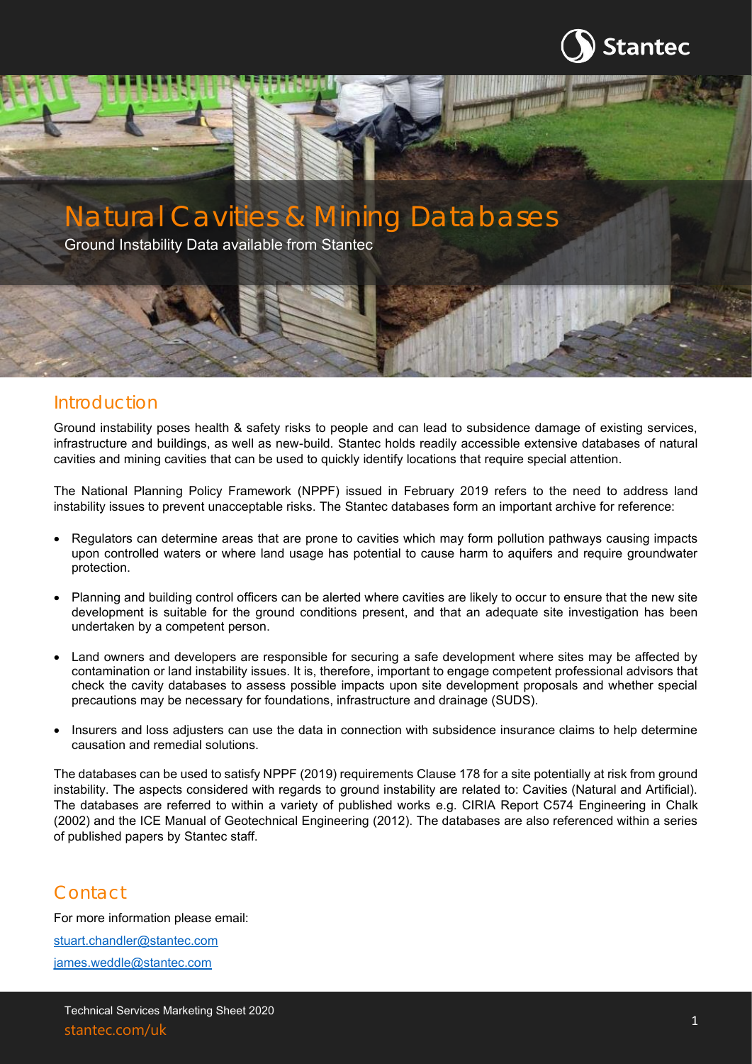# Natural Cavities & Mining Databases

Ground Instability Data available from Stantec

## Introduction

Ground instability poses health & safety risks to people and can lead to subsidence damage of existing services, infrastructure and buildings, as well as new-build. Stantec holds readily accessible extensive databases of natural cavities and mining cavities that can be used to quickly identify locations that require special attention.

The National Planning Policy Framework (NPPF) issued in February 2019 refers to the need to address land instability issues to prevent unacceptable risks. The Stantec databases form an important archive for reference:

- Regulators can determine areas that are prone to cavities which may form pollution pathways causing impacts upon controlled waters or where land usage has potential to cause harm to aquifers and require groundwater protection.
- Planning and building control officers can be alerted where cavities are likely to occur to ensure that the new site development is suitable for the ground conditions present, and that an adequate site investigation has been undertaken by a competent person.
- Land owners and developers are responsible for securing a safe development where sites may be affected by contamination or land instability issues. It is, therefore, important to engage competent professional advisors that check the cavity databases to assess possible impacts upon site development proposals and whether special precautions may be necessary for foundations, infrastructure and drainage (SUDS).
- Insurers and loss adjusters can use the data in connection with subsidence insurance claims to help determine causation and remedial solutions.

The databases can be used to satisfy NPPF (2019) requirements Clause 178 for a site potentially at risk from ground instability. The aspects considered with regards to ground instability are related to: Cavities (Natural and Artificial). The databases are referred to within a variety of published works e.g. CIRIA Report C574 Engineering in Chalk (2002) and the ICE Manual of Geotechnical Engineering (2012). The databases are also referenced within a series of published papers by Stantec staff.

## Contact

For more information please email:

stuart.chandler@stantec.com

james.weddle@stantec.com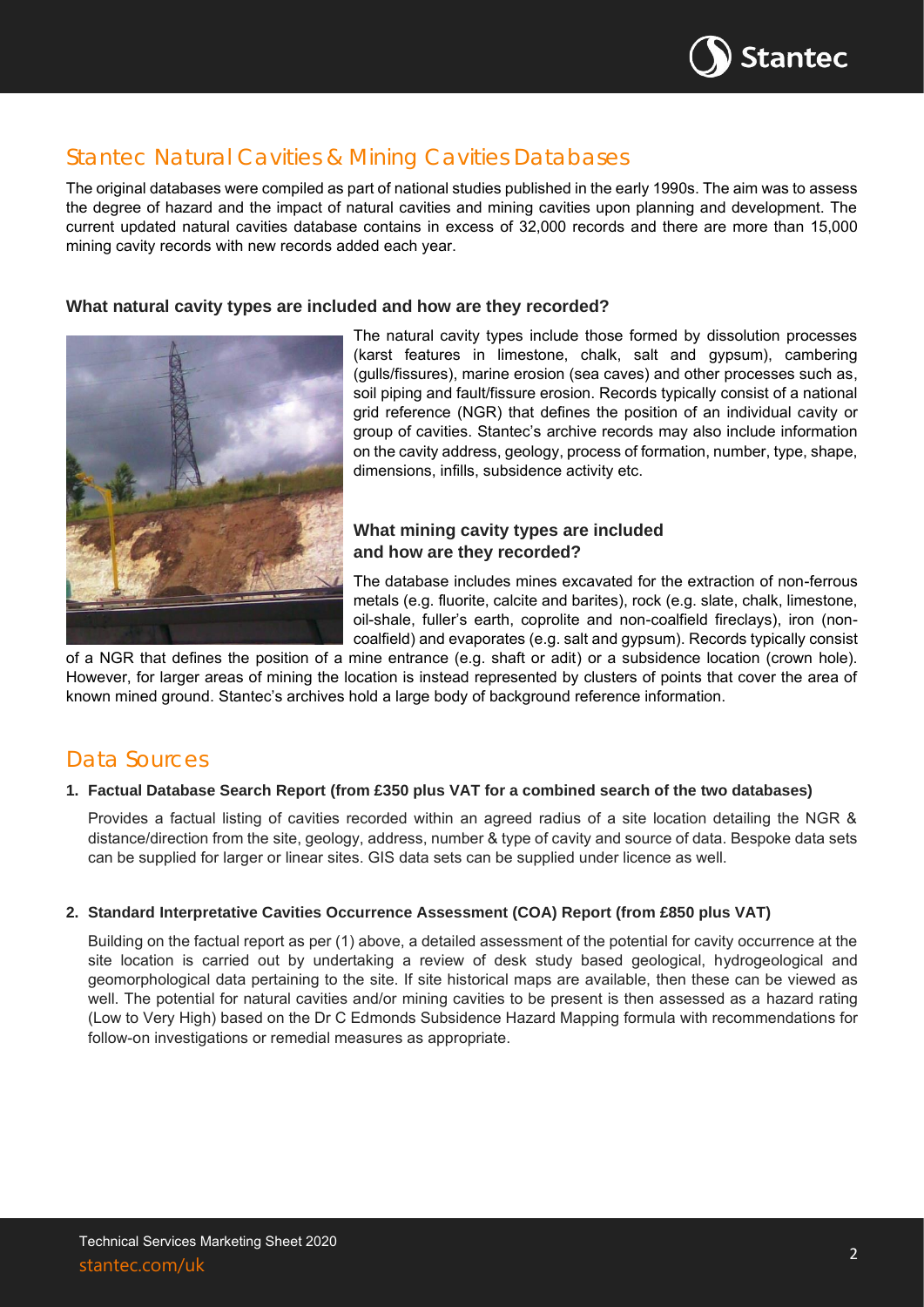# Stantec Natural Cavities & Mining Cavities Databases

The original databases were compiled as part of national studies published in the early 1990s. The aim was to assess the degree of hazard and the impact of natural cavities and mining cavities upon planning and development. The current updated natural cavities database contains in excess of 32,000 records and there are more than 15,000 mining cavity records with new records added each year.

### What natural cavity types are included and how are they recorded?

The natural cavity types include those formed by dissolution processes (karst features in limestone, chalk, salt and gypsum), cambering (gulls/fissures), marine erosion (sea caves) and other processes such as, soil piping and fault/fissure erosion. Records typically consist of a national grid reference (NGR) that defines the position of an individual cavity or group of cavities. Stantec's archive records may also include information on the cavity address, geology, process of formation, number, type, shape, dimensions, infills, subsidence activity etc.

### What mining cavity types are included and how are they recorded?

The database includes mines excavated for the extraction of non-ferrous metals (e.g. fluorite, calcite and barites), rock (e.g. slate, chalk, limestone, oil-shale, fuller's earth, coprolite and non-coalfield fireclays), iron (non-coalfield) and evaporates (e.g. salt and gypsum). Records typically consist of a NGR that defines the position of a mine entrance (e.g. shaft or adit) or a subsidence location (crown hole). However, for larger areas of mining the location is instead represented by clusters of points that cover the area of known mined ground. Stantec's archives hold a large body of background reference information.

# Data Sources

**1. Factual Database Search Report (from £350 plus VAT for a combined search of the two databases)**

Provides a factual listing of cavities recorded within an agreed radius of a site location detailing the NGR & distance/direction from the site, geology, address, number & type of cavity and source of data. Bespoke data sets can be supplied for larger or linear sites. GIS data sets can be supplied under licence as well.

**2. Standard Interpretative Cavities Occurrence Assessment (COA) Report (from £850 plus VAT)**

Building on the factual report as per (1) above, a detailed assessment of the potential for cavity occurrence at the site location is carried out by undertaking a review of desk study based geological, hydrogeological and geomorphological data pertaining to the site. If site historical maps are available, then these can be viewed as well. The potential for natural cavities and/or mining cavities to be present is then assessed as a hazard rating (Low to Very High) based on the Dr C Edmonds Subsidence Hazard Mapping formula with recommendations for follow-on investigations or remedial measures as appropriate.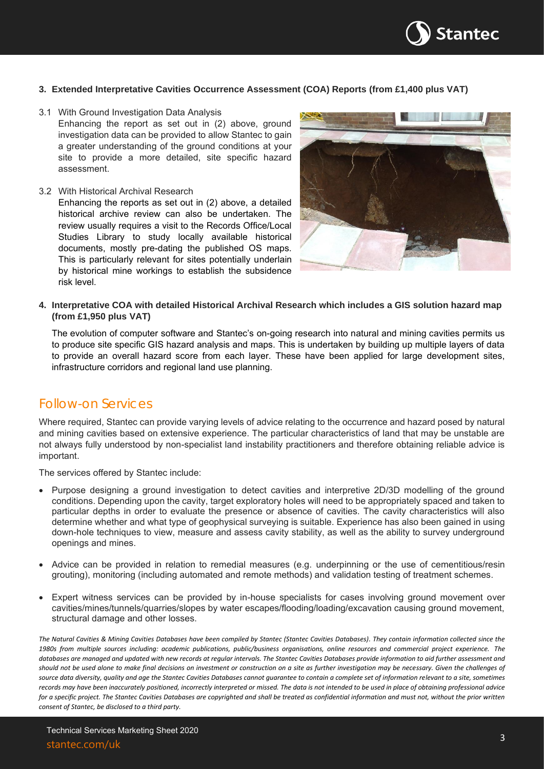**3. Extended Interpretative Cavities Occurrence Assessment (COA) Reports (from £1,400 plus VAT)**

3.1 With Ground Investigation Data Analysis

Enhancing the report as set out in (2) above, ground investigation data can be provided to allow Stantec to gain a greater understanding of the ground conditions at your site to provide a more detailed, site specific hazard assessment.

3.2 With Historical Archival Research

Enhancing the reports as set out in (2) above, a detailed historical archive review can also be undertaken. The review usually requires a visit to the Records Office/Local Studies Library to study locally available historical documents, mostly pre-dating the published OS maps. This is particularly relevant for sites potentially underlain by historical mine workings to establish the subsidence risk level.

**4. Interpretative COA with detailed Historical Archival Research which includes a GIS solution hazard map (from £1,950 plus VAT)**

The evolution of computer software and Stantec's on-going research into natural and mining cavities permits us to produce site specific GIS hazard analysis and maps. This is undertaken by building up multiple layers of data to provide an overall hazard score from each layer. These have been applied for large development sites, infrastructure corridors and regional land use planning.

## Follow-on Services

Where required, Stantec can provide varying levels of advice relating to the occurrence and hazard posed by natural and mining cavities based on extensive experience. The particular characteristics of land that may be unstable are not always fully understood by non-specialist land instability practitioners and therefore obtaining reliable advice is important.

The services offered by Stantec include:

- Purpose designing a ground investigation to detect cavities and interpretive 2D/3D modelling of the ground conditions. Depending upon the cavity, target exploratory holes will need to be appropriately spaced and taken to particular depths in order to evaluate the presence or absence of cavities. The cavity characteristics will also determine whether and what type of geophysical surveying is suitable. Experience has also been gained in using down-hole techniques to view, measure and assess cavity stability, as well as the ability to survey underground openings and mines.
- Advice can be provided in relation to remedial measures (e.g. underpinning or the use of cementitious/resin grouting), monitoring (including automated and remote methods) and validation testing of treatment schemes.
- Expert witness services can be provided by in-house specialists for cases involving ground movement over cavities/mines/tunnels/quarries/slopes by water escapes/flooding/loading/excavation causing ground movement, structural damage and other losses.

*The Natural Cavities & Mining Cavities Databases have been compiled by Stantec (Stantec Cavities Databases). They contain information collected since the 1980s from multiple sources including: academic publications, public/business organisations, online resources and commercial project experience. The databases are managed and updated with new records at regular intervals. The Stantec Cavities Databases provide information to aid further assessment and should not be used alone to make final decisions on investment or construction on a site as further investigation may be necessary. Given the challenges of source data diversity, quality and age the Stantec Cavities Databases cannot guarantee to contain a complete set of information relevant to a site, sometimes records may have been inaccurately positioned, incorrectly interpreted or missed. The data is not intended to be used in place of obtaining professional advice for a specific project. The Stantec Cavities Databases are copyrighted and shall be treated as confidential information and must not, without the prior written consent of Stantec, be disclosed to a third party.*